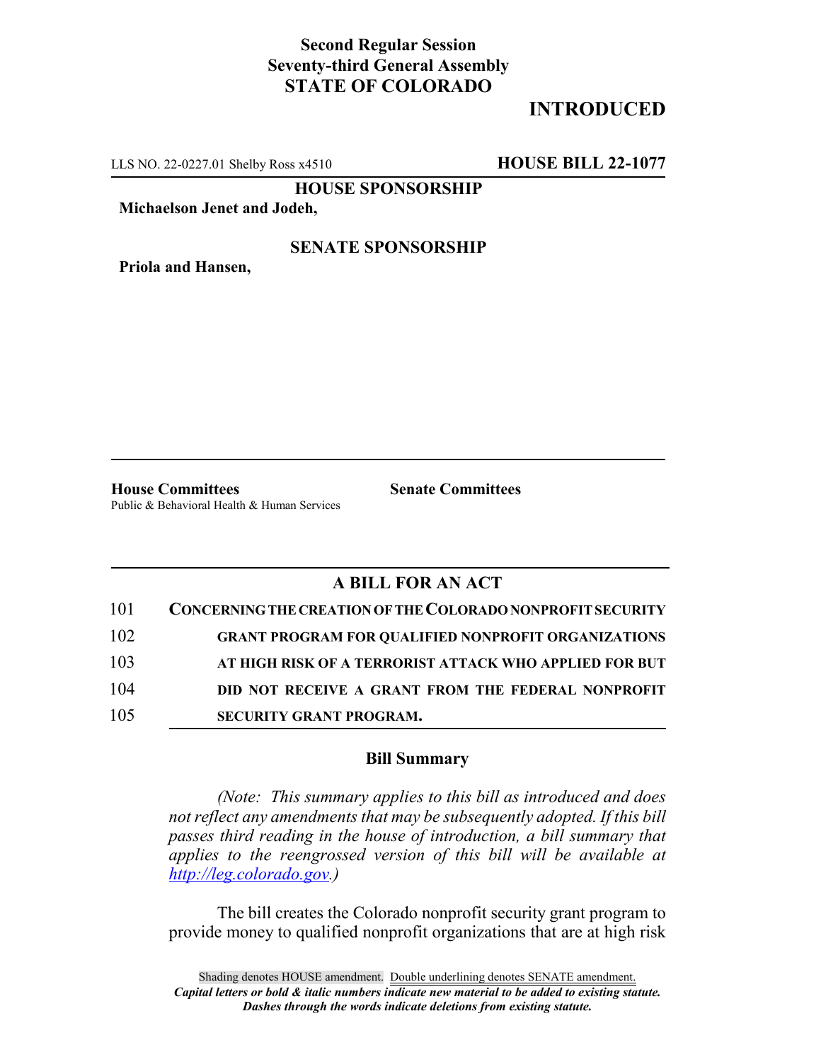**Second Regular Session**
**Seventy-third General Assembly**
**STATE OF COLORADO**

# INTRODUCED

LLS NO. 22-0227.01 Shelby Ross x4510 **HOUSE BILL 22-1077**

**HOUSE SPONSORSHIP**

**Michaelson Jenet and Jodeh,**

**SENATE SPONSORSHIP**

**Priola and Hansen,**

**House Committees**
Public & Behavioral Health & Human Services

**Senate Committees**

## A BILL FOR AN ACT

101 **CONCERNING THE CREATION OF THE COLORADO NONPROFIT SECURITY**
102 **GRANT PROGRAM FOR QUALIFIED NONPROFIT ORGANIZATIONS**
103 **AT HIGH RISK OF A TERRORIST ATTACK WHO APPLIED FOR BUT**
104 **DID NOT RECEIVE A GRANT FROM THE FEDERAL NONPROFIT**
105 **SECURITY GRANT PROGRAM.**

### Bill Summary

*(Note: This summary applies to this bill as introduced and does not reflect any amendments that may be subsequently adopted. If this bill passes third reading in the house of introduction, a bill summary that applies to the reengrossed version of this bill will be available at http://leg.colorado.gov.)*

The bill creates the Colorado nonprofit security grant program to provide money to qualified nonprofit organizations that are at high risk

Shading denotes HOUSE amendment. Double underlining denotes SENATE amendment.
***Capital letters or bold & italic numbers indicate new material to be added to existing statute.***
***Dashes through the words indicate deletions from existing statute.***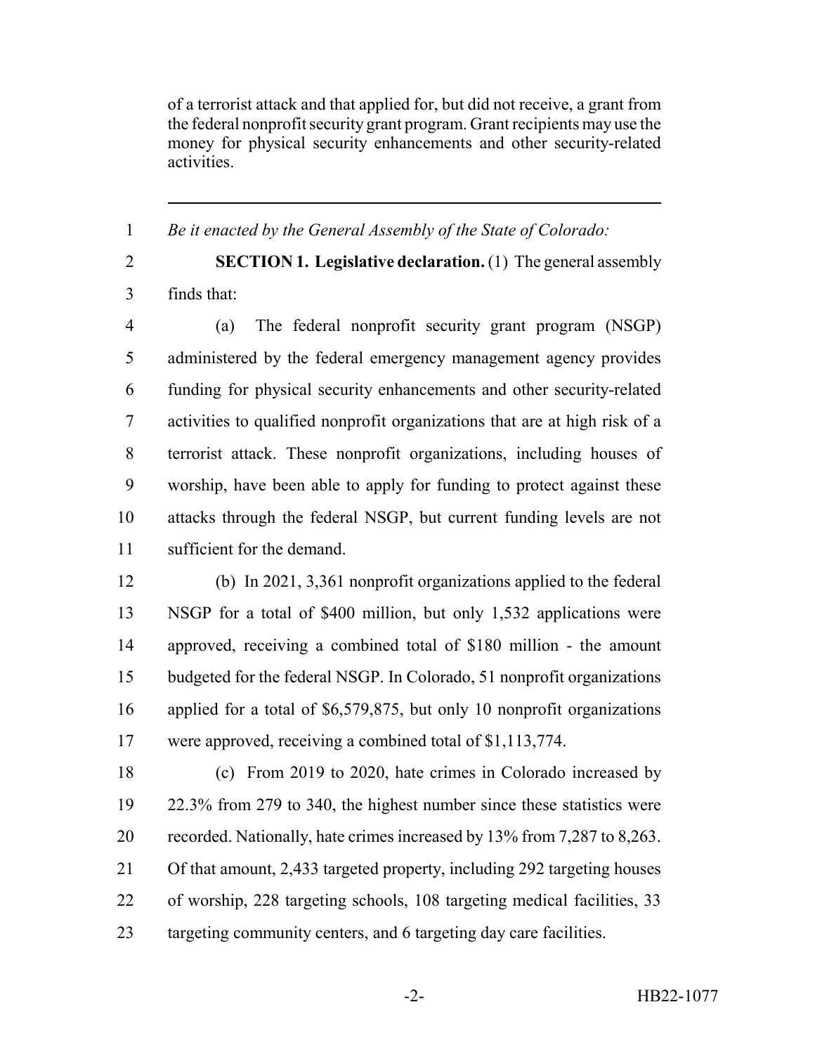of a terrorist attack and that applied for, but did not receive, a grant from the federal nonprofit security grant program. Grant recipients may use the money for physical security enhancements and other security-related activities.

---

*Be it enacted by the General Assembly of the State of Colorado:*

**SECTION 1. Legislative declaration.** (1) The general assembly finds that:

(a) The federal nonprofit security grant program (NSGP) administered by the federal emergency management agency provides funding for physical security enhancements and other security-related activities to qualified nonprofit organizations that are at high risk of a terrorist attack. These nonprofit organizations, including houses of worship, have been able to apply for funding to protect against these attacks through the federal NSGP, but current funding levels are not sufficient for the demand.

(b) In 2021, 3,361 nonprofit organizations applied to the federal NSGP for a total of $400 million, but only 1,532 applications were approved, receiving a combined total of $180 million - the amount budgeted for the federal NSGP. In Colorado, 51 nonprofit organizations applied for a total of $6,579,875, but only 10 nonprofit organizations were approved, receiving a combined total of $1,113,774.

(c) From 2019 to 2020, hate crimes in Colorado increased by 22.3% from 279 to 340, the highest number since these statistics were recorded. Nationally, hate crimes increased by 13% from 7,287 to 8,263. Of that amount, 2,433 targeted property, including 292 targeting houses of worship, 228 targeting schools, 108 targeting medical facilities, 33 targeting community centers, and 6 targeting day care facilities.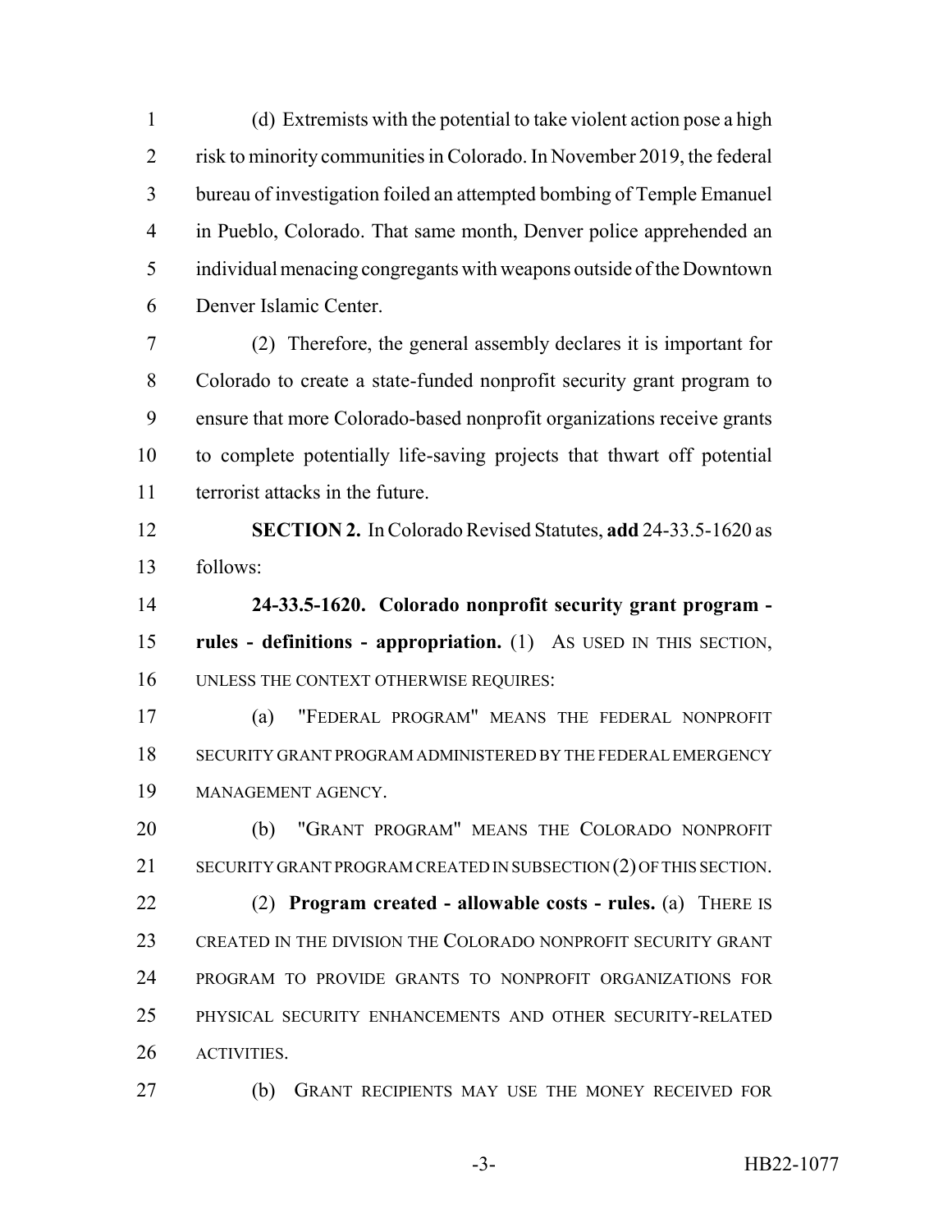(d) Extremists with the potential to take violent action pose a high risk to minority communities in Colorado. In November 2019, the federal bureau of investigation foiled an attempted bombing of Temple Emanuel in Pueblo, Colorado. That same month, Denver police apprehended an individual menacing congregants with weapons outside of the Downtown Denver Islamic Center.

(2) Therefore, the general assembly declares it is important for Colorado to create a state-funded nonprofit security grant program to ensure that more Colorado-based nonprofit organizations receive grants to complete potentially life-saving projects that thwart off potential terrorist attacks in the future.

**SECTION 2.** In Colorado Revised Statutes, **add** 24-33.5-1620 as follows:

**24-33.5-1620. Colorado nonprofit security grant program - rules - definitions - appropriation.** (1) AS USED IN THIS SECTION, UNLESS THE CONTEXT OTHERWISE REQUIRES:

(a) "FEDERAL PROGRAM" MEANS THE FEDERAL NONPROFIT SECURITY GRANT PROGRAM ADMINISTERED BY THE FEDERAL EMERGENCY MANAGEMENT AGENCY.

(b) "GRANT PROGRAM" MEANS THE COLORADO NONPROFIT SECURITY GRANT PROGRAM CREATED IN SUBSECTION (2) OF THIS SECTION.

(2) **Program created - allowable costs - rules.** (a) THERE IS CREATED IN THE DIVISION THE COLORADO NONPROFIT SECURITY GRANT PROGRAM TO PROVIDE GRANTS TO NONPROFIT ORGANIZATIONS FOR PHYSICAL SECURITY ENHANCEMENTS AND OTHER SECURITY-RELATED ACTIVITIES.

(b) GRANT RECIPIENTS MAY USE THE MONEY RECEIVED FOR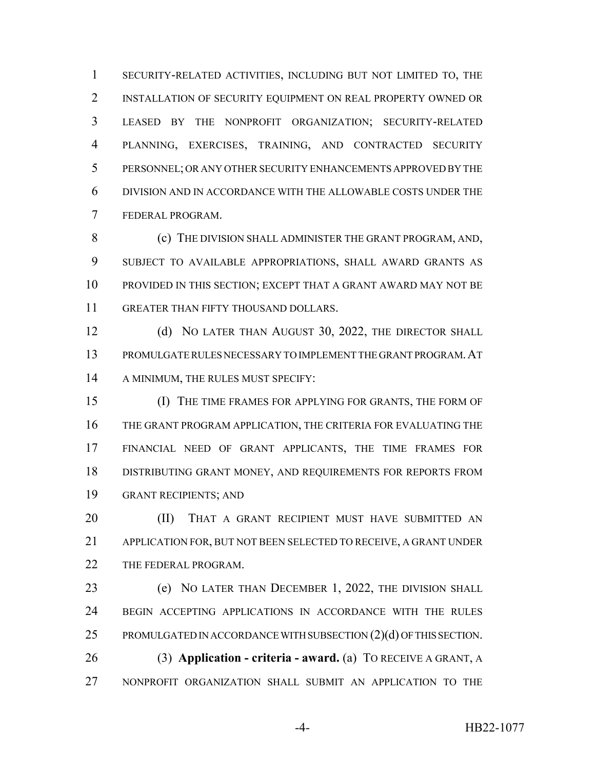SECURITY-RELATED ACTIVITIES, INCLUDING BUT NOT LIMITED TO, THE INSTALLATION OF SECURITY EQUIPMENT ON REAL PROPERTY OWNED OR LEASED BY THE NONPROFIT ORGANIZATION; SECURITY-RELATED PLANNING, EXERCISES, TRAINING, AND CONTRACTED SECURITY PERSONNEL; OR ANY OTHER SECURITY ENHANCEMENTS APPROVED BY THE DIVISION AND IN ACCORDANCE WITH THE ALLOWABLE COSTS UNDER THE FEDERAL PROGRAM.

(c) THE DIVISION SHALL ADMINISTER THE GRANT PROGRAM, AND, SUBJECT TO AVAILABLE APPROPRIATIONS, SHALL AWARD GRANTS AS PROVIDED IN THIS SECTION; EXCEPT THAT A GRANT AWARD MAY NOT BE GREATER THAN FIFTY THOUSAND DOLLARS.

(d) NO LATER THAN AUGUST 30, 2022, THE DIRECTOR SHALL PROMULGATE RULES NECESSARY TO IMPLEMENT THE GRANT PROGRAM. AT A MINIMUM, THE RULES MUST SPECIFY:

(I) THE TIME FRAMES FOR APPLYING FOR GRANTS, THE FORM OF THE GRANT PROGRAM APPLICATION, THE CRITERIA FOR EVALUATING THE FINANCIAL NEED OF GRANT APPLICANTS, THE TIME FRAMES FOR DISTRIBUTING GRANT MONEY, AND REQUIREMENTS FOR REPORTS FROM GRANT RECIPIENTS; AND

(II) THAT A GRANT RECIPIENT MUST HAVE SUBMITTED AN APPLICATION FOR, BUT NOT BEEN SELECTED TO RECEIVE, A GRANT UNDER THE FEDERAL PROGRAM.

(e) NO LATER THAN DECEMBER 1, 2022, THE DIVISION SHALL BEGIN ACCEPTING APPLICATIONS IN ACCORDANCE WITH THE RULES PROMULGATED IN ACCORDANCE WITH SUBSECTION (2)(d) OF THIS SECTION.

(3) **Application - criteria - award.** (a) TO RECEIVE A GRANT, A NONPROFIT ORGANIZATION SHALL SUBMIT AN APPLICATION TO THE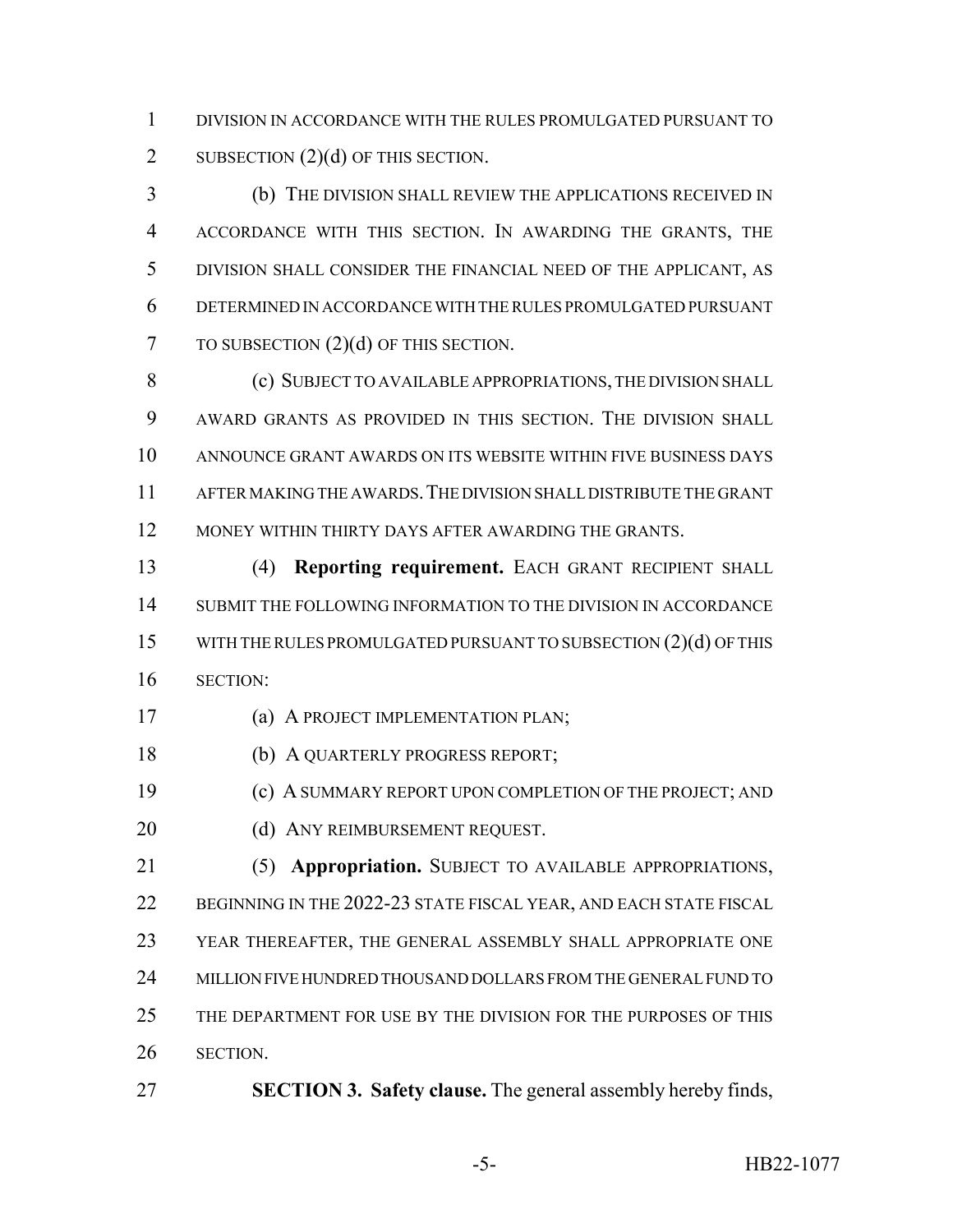DIVISION IN ACCORDANCE WITH THE RULES PROMULGATED PURSUANT TO SUBSECTION (2)(d) OF THIS SECTION.

(b) THE DIVISION SHALL REVIEW THE APPLICATIONS RECEIVED IN ACCORDANCE WITH THIS SECTION. IN AWARDING THE GRANTS, THE DIVISION SHALL CONSIDER THE FINANCIAL NEED OF THE APPLICANT, AS DETERMINED IN ACCORDANCE WITH THE RULES PROMULGATED PURSUANT TO SUBSECTION (2)(d) OF THIS SECTION.

(c) SUBJECT TO AVAILABLE APPROPRIATIONS, THE DIVISION SHALL AWARD GRANTS AS PROVIDED IN THIS SECTION. THE DIVISION SHALL ANNOUNCE GRANT AWARDS ON ITS WEBSITE WITHIN FIVE BUSINESS DAYS AFTER MAKING THE AWARDS. THE DIVISION SHALL DISTRIBUTE THE GRANT MONEY WITHIN THIRTY DAYS AFTER AWARDING THE GRANTS.

(4) **Reporting requirement.** EACH GRANT RECIPIENT SHALL SUBMIT THE FOLLOWING INFORMATION TO THE DIVISION IN ACCORDANCE WITH THE RULES PROMULGATED PURSUANT TO SUBSECTION (2)(d) OF THIS SECTION:

(a) A PROJECT IMPLEMENTATION PLAN;

(b) A QUARTERLY PROGRESS REPORT;

(c) A SUMMARY REPORT UPON COMPLETION OF THE PROJECT; AND

(d) ANY REIMBURSEMENT REQUEST.

(5) **Appropriation.** SUBJECT TO AVAILABLE APPROPRIATIONS, BEGINNING IN THE 2022-23 STATE FISCAL YEAR, AND EACH STATE FISCAL YEAR THEREAFTER, THE GENERAL ASSEMBLY SHALL APPROPRIATE ONE MILLION FIVE HUNDRED THOUSAND DOLLARS FROM THE GENERAL FUND TO THE DEPARTMENT FOR USE BY THE DIVISION FOR THE PURPOSES OF THIS SECTION.

**SECTION 3. Safety clause.** The general assembly hereby finds,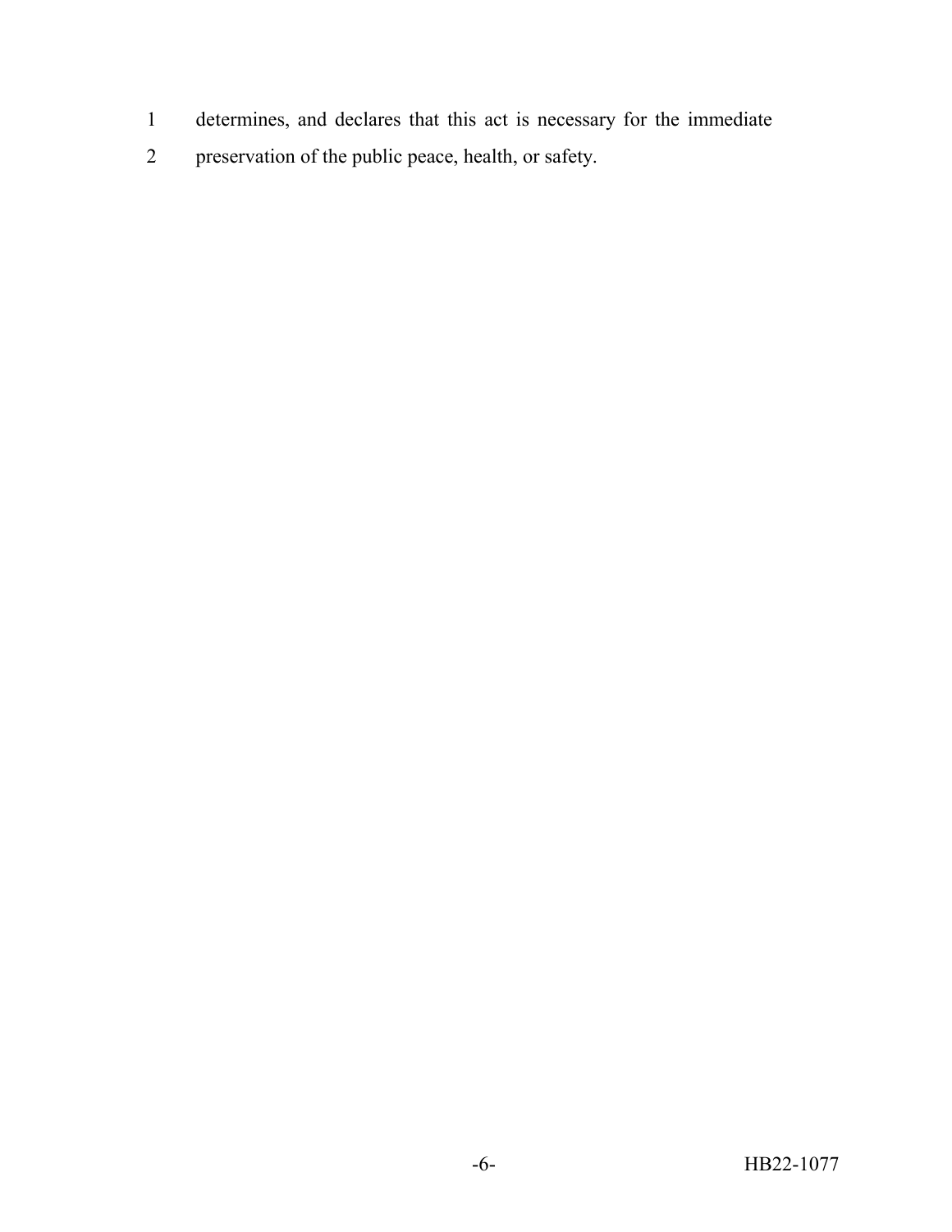determines, and declares that this act is necessary for the immediate preservation of the public peace, health, or safety.